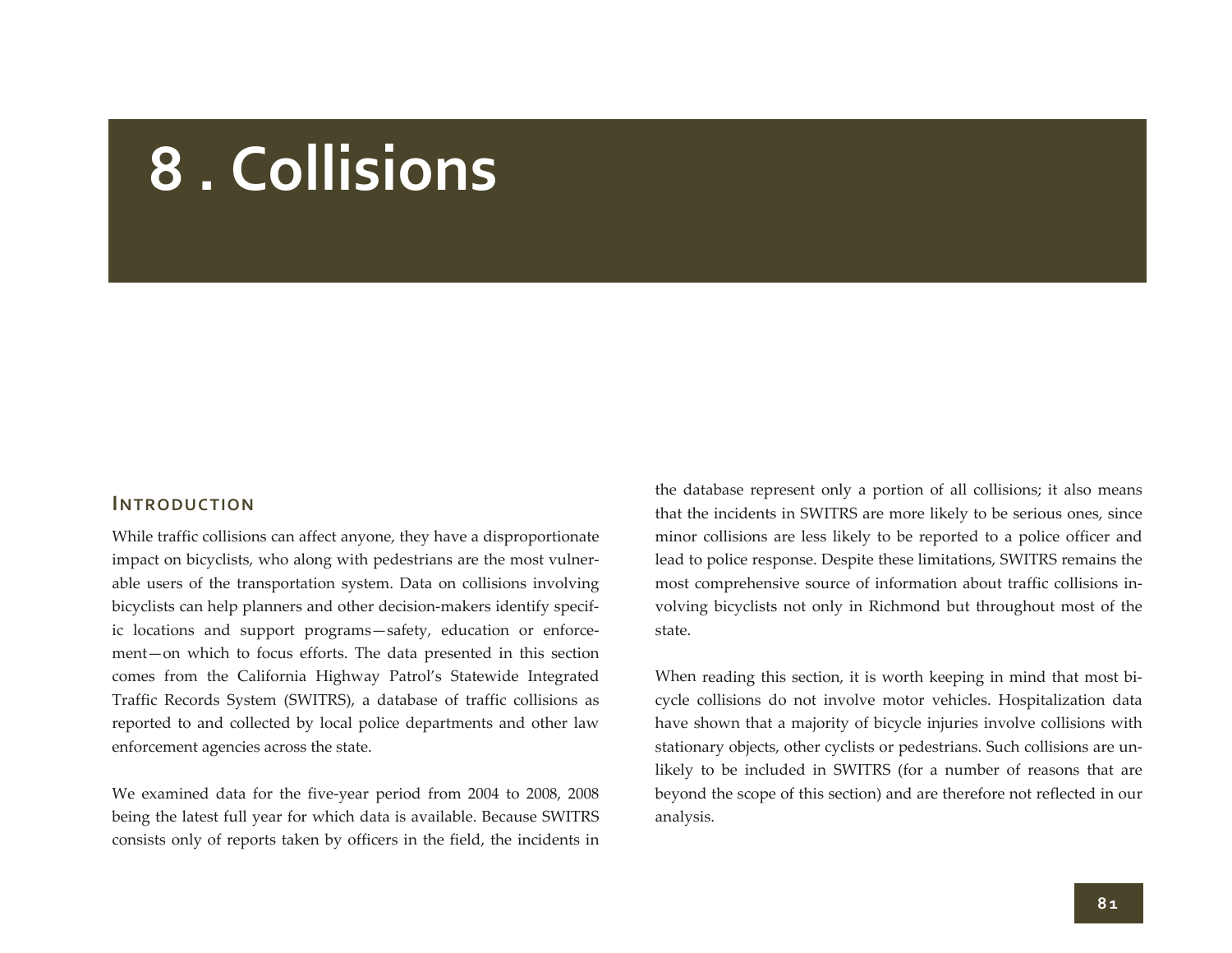# 8 . Collisions

## Introduction

While traffic collisions can affect anyone, they have a disproportionate impact on bicyclists, who along with pedestrians are the most vulnerable users of the transportation system. Data on collisions involving bicyclists can help planners and other decision-makers identify specific locations and support programs—safety, education or enforcement—on which to focus efforts. The data presented in this section comes from the California Highway Patrol's Statewide Integrated Traffic Records System (SWITRS), a database of traffic collisions as reported to and collected by local police departments and other law enforcement agencies across the state.

We examined data for the five-year period from 2004 to 2008, 2008 being the latest full year for which data is available. Because SWITRS consists only of reports taken by officers in the field, the incidents in the database represent only a portion of all collisions; it also means that the incidents in SWITRS are more likely to be serious ones, since minor collisions are less likely to be reported to a police officer and lead to police response. Despite these limitations, SWITRS remains the most comprehensive source of information about traffic collisions involving bicyclists not only in Richmond but throughout most of the state.

When reading this section, it is worth keeping in mind that most bicycle collisions do not involve motor vehicles. Hospitalization data have shown that a majority of bicycle injuries involve collisions with stationary objects, other cyclists or pedestrians. Such collisions are unlikely to be included in SWITRS (for a number of reasons that are beyond the scope of this section) and are therefore not reflected in our analysis.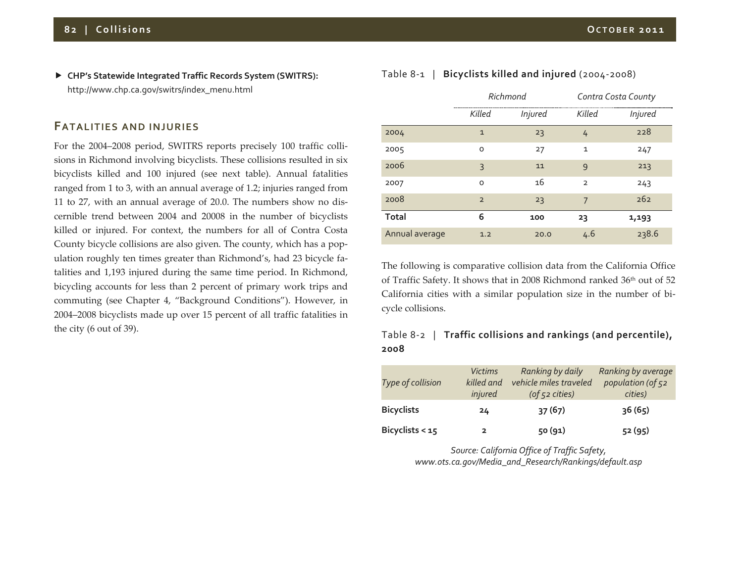- **CHP's Statewide Integrated Traffic Records System (SWITRS):** http://www.chp.ca.gov/switrs/index_menu.html

## Fatalities and injuries

For the 2004–2008 period, SWITRS reports precisely 100 traffic collisions in Richmond involving bicyclists. These collisions resulted in six bicyclists killed and 100 injured (see next table). Annual fatalities ranged from 1 to 3, with an annual average of 1.2; injuries ranged from 11 to 27, with an annual average of 20.0. The numbers show no discernible trend between 2004 and 20008 in the number of bicyclists killed or injured. For context, the numbers for all of Contra Costa County bicycle collisions are also given. The county, which has a population roughly ten times greater than Richmond's, had 23 bicycle fatalities and 1,193 injured during the same time period. In Richmond, bicycling accounts for less than 2 percent of primary work trips and commuting (see Chapter 4, "Background Conditions"). However, in 2004–2008 bicyclists made up over 15 percent of all traffic fatalities in the city (6 out of 39).

Table 8-1 | **Bicyclists killed and injured** (2004-2008)

| | *Richmond* | | *Contra Costa County* | |
|---|---|---|---|---|
| | *Killed* | *Injured* | *Killed* | *Injured* |
| 2004 | 1 | 23 | 4 | 228 |
| 2005 | 0 | 27 | 1 | 247 |
| 2006 | 3 | 11 | 9 | 213 |
| 2007 | 0 | 16 | 2 | 243 |
| 2008 | 2 | 23 | 7 | 262 |
| **Total** | **6** | **100** | **23** | **1,193** |
| Annual average | 1.2 | 20.0 | 4.6 | 238.6 |

The following is comparative collision data from the California Office of Traffic Safety. It shows that in 2008 Richmond ranked 36th out of 52 California cities with a similar population size in the number of bicycle collisions.

Table 8-2 | **Traffic collisions and rankings (and percentile), 2008**

| *Type of collision* | *Victims killed and injured* | *Ranking by daily vehicle miles traveled (of 52 cities)* | *Ranking by average population (of 52 cities)* |
|---|---|---|---|
| **Bicyclists** | **24** | **37 (67)** | **36 (65)** |
| **Bicyclists < 15** | **2** | **50 (91)** | **52 (95)** |

*Source: California Office of Traffic Safety, www.ots.ca.gov/Media_and_Research/Rankings/default.asp*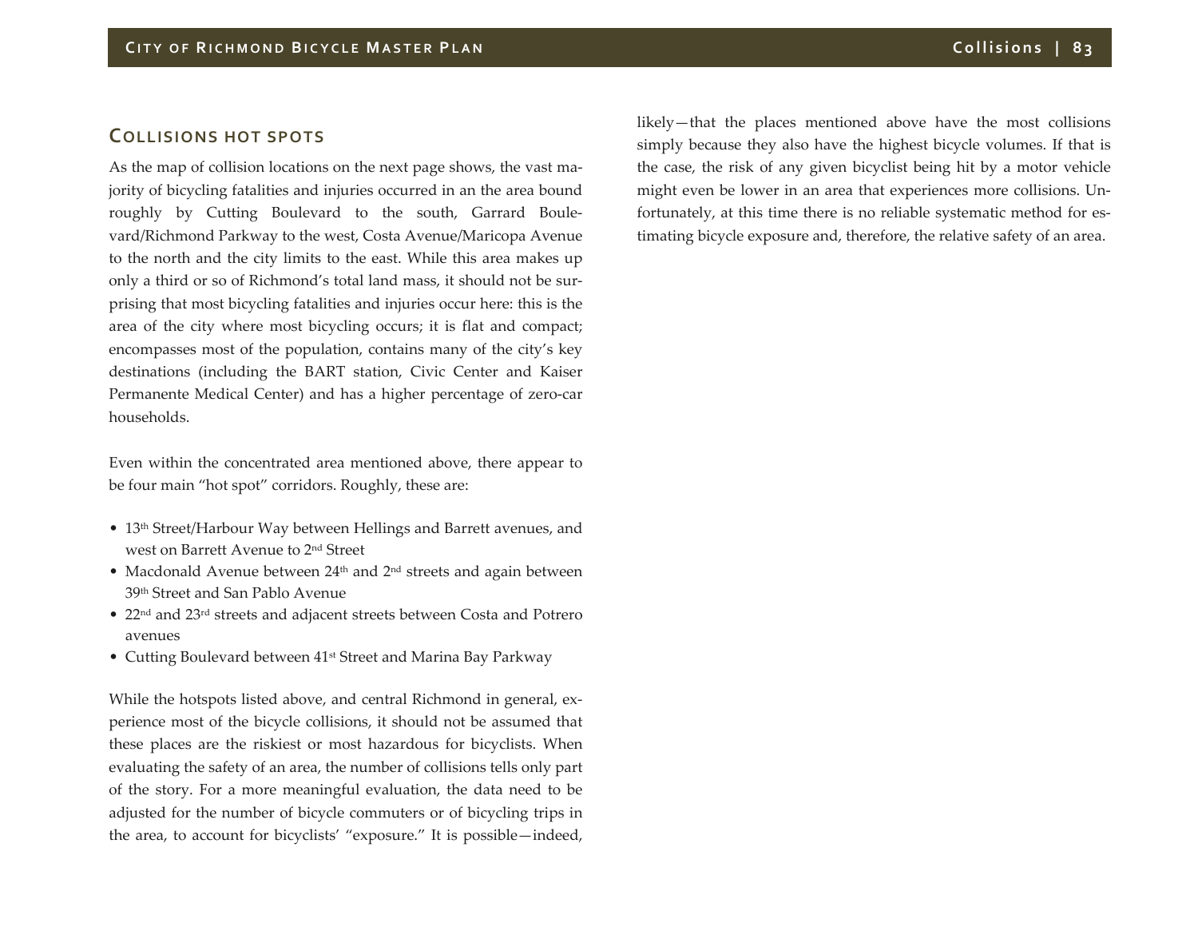## Collisions hot spots

As the map of collision locations on the next page shows, the vast majority of bicycling fatalities and injuries occurred in an the area bound roughly by Cutting Boulevard to the south, Garrard Boulevard/Richmond Parkway to the west, Costa Avenue/Maricopa Avenue to the north and the city limits to the east. While this area makes up only a third or so of Richmond's total land mass, it should not be surprising that most bicycling fatalities and injuries occur here: this is the area of the city where most bicycling occurs; it is flat and compact; encompasses most of the population, contains many of the city's key destinations (including the BART station, Civic Center and Kaiser Permanente Medical Center) and has a higher percentage of zero-car households.

Even within the concentrated area mentioned above, there appear to be four main "hot spot" corridors. Roughly, these are:

- 13th Street/Harbour Way between Hellings and Barrett avenues, and west on Barrett Avenue to 2nd Street
- Macdonald Avenue between 24th and 2nd streets and again between 39th Street and San Pablo Avenue
- 22nd and 23rd streets and adjacent streets between Costa and Potrero avenues
- Cutting Boulevard between 41st Street and Marina Bay Parkway

While the hotspots listed above, and central Richmond in general, experience most of the bicycle collisions, it should not be assumed that these places are the riskiest or most hazardous for bicyclists. When evaluating the safety of an area, the number of collisions tells only part of the story. For a more meaningful evaluation, the data need to be adjusted for the number of bicycle commuters or of bicycling trips in the area, to account for bicyclists' "exposure." It is possible—indeed, likely—that the places mentioned above have the most collisions simply because they also have the highest bicycle volumes. If that is the case, the risk of any given bicyclist being hit by a motor vehicle might even be lower in an area that experiences more collisions. Unfortunately, at this time there is no reliable systematic method for estimating bicycle exposure and, therefore, the relative safety of an area.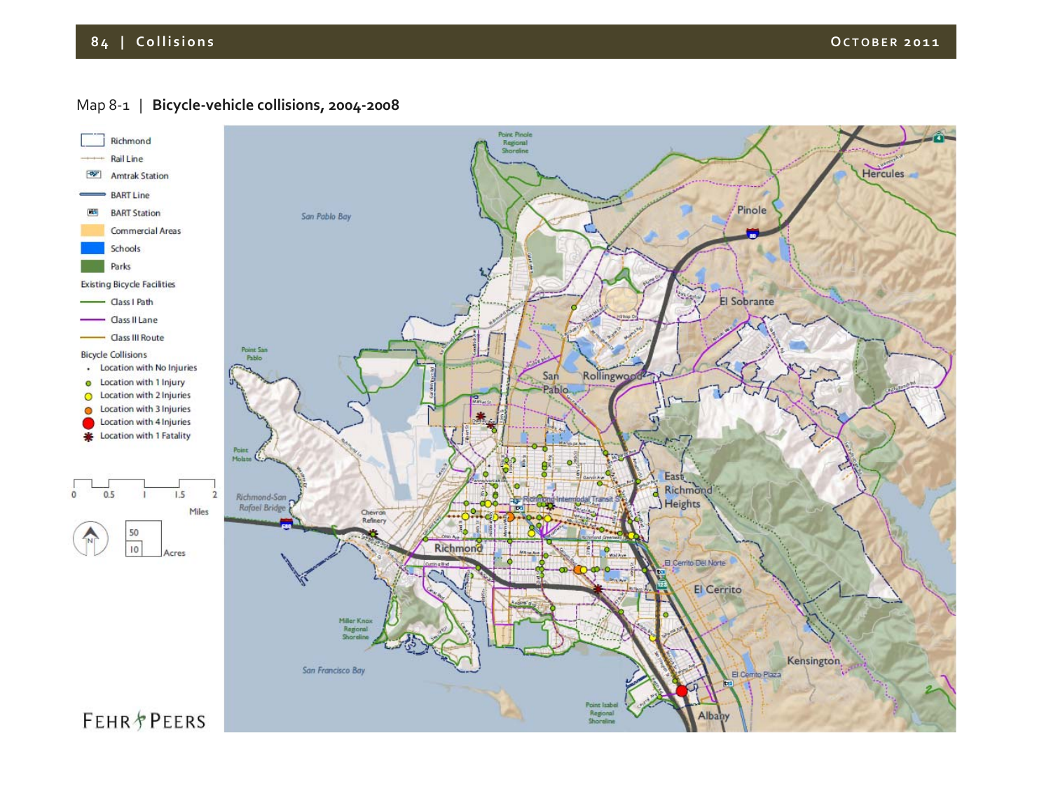Map 8-1 | **Bicycle-vehicle collisions, 2004-2008**

- Richmond
- Rail Line
- Amtrak Station
- BART Line
- BART Station
- Commercial Areas
- Schools
- Parks

Existing Bicycle Facilities

- Class I Path
- Class II Lane
- Class III Route

Bicycle Collisions

- Location with No Injuries
- Location with 1 Injury
- Location with 2 Injuries
- Location with 3 Injuries
- Location with 4 Injuries
- Location with 1 Fatality

0 0.5 1 1.5 2 Miles

50 10 Acres

FEHR & PEERS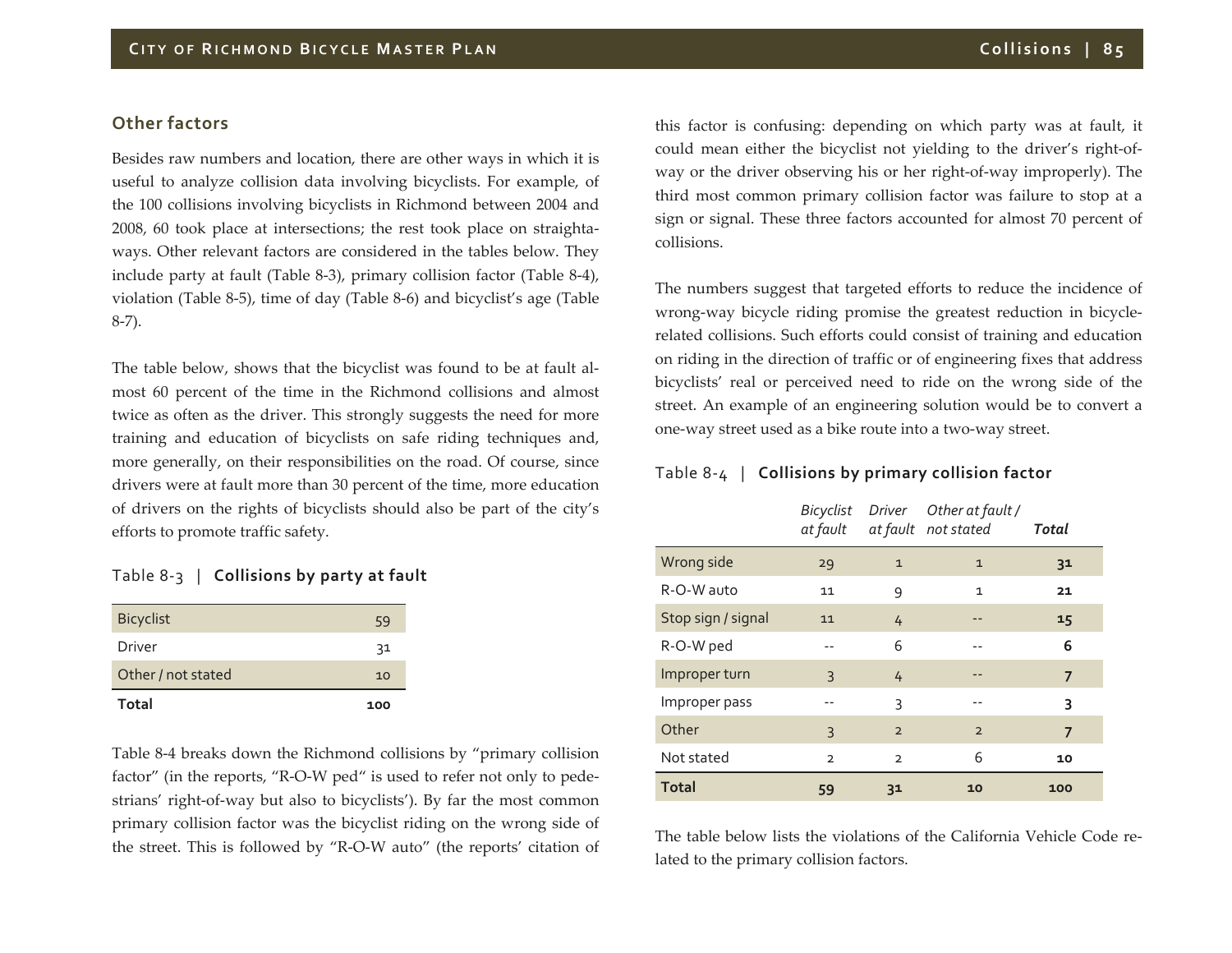## Other factors

Besides raw numbers and location, there are other ways in which it is useful to analyze collision data involving bicyclists. For example, of the 100 collisions involving bicyclists in Richmond between 2004 and 2008, 60 took place at intersections; the rest took place on straightaways. Other relevant factors are considered in the tables below. They include party at fault (Table 8-3), primary collision factor (Table 8-4), violation (Table 8-5), time of day (Table 8-6) and bicyclist's age (Table 8-7).

The table below, shows that the bicyclist was found to be at fault almost 60 percent of the time in the Richmond collisions and almost twice as often as the driver. This strongly suggests the need for more training and education of bicyclists on safe riding techniques and, more generally, on their responsibilities on the road. Of course, since drivers were at fault more than 30 percent of the time, more education of drivers on the rights of bicyclists should also be part of the city's efforts to promote traffic safety.

Table 8-3 | **Collisions by party at fault**

| | |
|---|---|
| Bicyclist | 59 |
| Driver | 31 |
| Other / not stated | 10 |
| **Total** | **100** |

Table 8-4 breaks down the Richmond collisions by "primary collision factor" (in the reports, "R-O-W ped" is used to refer not only to pedestrians' right-of-way but also to bicyclists'). By far the most common primary collision factor was the bicyclist riding on the wrong side of the street. This is followed by "R-O-W auto" (the reports' citation of this factor is confusing: depending on which party was at fault, it could mean either the bicyclist not yielding to the driver's right-of-way or the driver observing his or her right-of-way improperly). The third most common primary collision factor was failure to stop at a sign or signal. These three factors accounted for almost 70 percent of collisions.

The numbers suggest that targeted efforts to reduce the incidence of wrong-way bicycle riding promise the greatest reduction in bicycle-related collisions. Such efforts could consist of training and education on riding in the direction of traffic or of engineering fixes that address bicyclists' real or perceived need to ride on the wrong side of the street. An example of an engineering solution would be to convert a one-way street used as a bike route into a two-way street.

Table 8-4 | **Collisions by primary collision factor**

| | *Bicyclist at fault* | *Driver at fault* | *Other at fault / not stated* | ***Total*** |
|---|---|---|---|---|
| Wrong side | 29 | 1 | 1 | **31** |
| R-O-W auto | 11 | 9 | 1 | **21** |
| Stop sign / signal | 11 | 4 | -- | **15** |
| R-O-W ped | -- | 6 | -- | **6** |
| Improper turn | 3 | 4 | -- | **7** |
| Improper pass | -- | 3 | -- | **3** |
| Other | 3 | 2 | 2 | **7** |
| Not stated | 2 | 2 | 6 | **10** |
| **Total** | **59** | **31** | **10** | **100** |

The table below lists the violations of the California Vehicle Code related to the primary collision factors.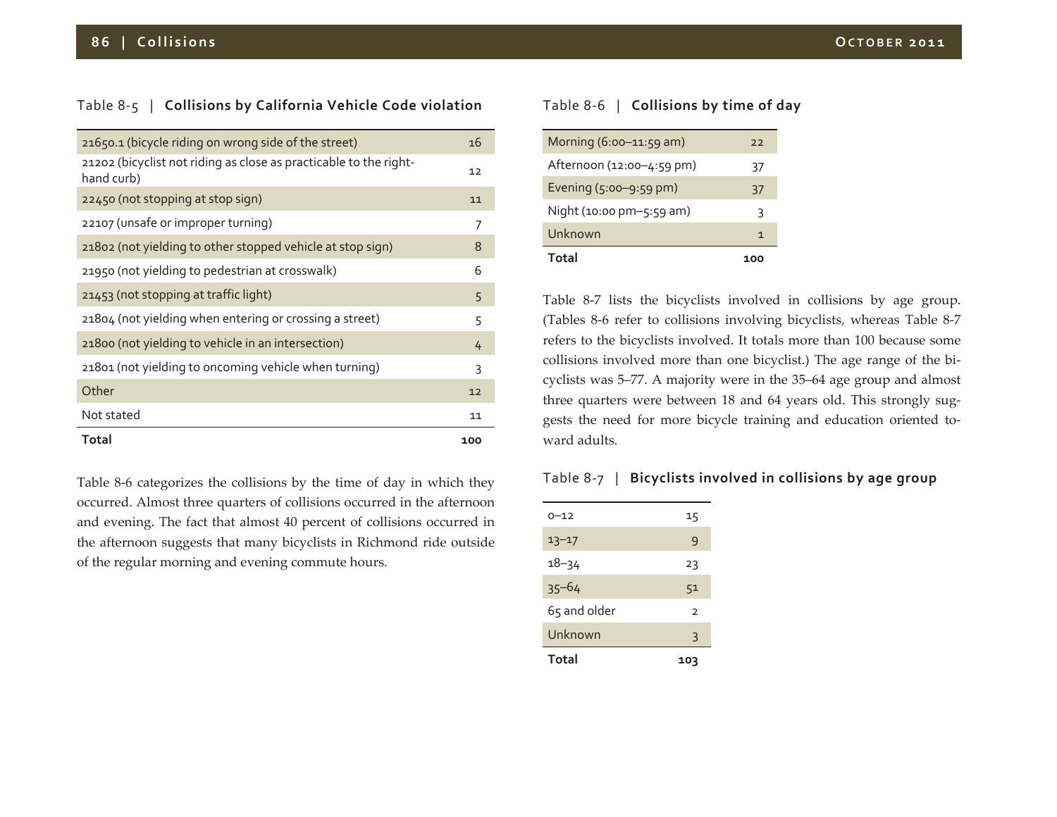Table 8-5 | **Collisions by California Vehicle Code violation**

| Violation | Count |
|---|---|
| 21650.1 (bicycle riding on wrong side of the street) | 16 |
| 21202 (bicyclist not riding as close as practicable to the right-hand curb) | 12 |
| 22450 (not stopping at stop sign) | 11 |
| 22107 (unsafe or improper turning) | 7 |
| 21802 (not yielding to other stopped vehicle at stop sign) | 8 |
| 21950 (not yielding to pedestrian at crosswalk) | 6 |
| 21453 (not stopping at traffic light) | 5 |
| 21804 (not yielding when entering or crossing a street) | 5 |
| 21800 (not yielding to vehicle in an intersection) | 4 |
| 21801 (not yielding to oncoming vehicle when turning) | 3 |
| Other | 12 |
| Not stated | 11 |
| **Total** | **100** |

Table 8-6 categorizes the collisions by the time of day in which they occurred. Almost three quarters of collisions occurred in the afternoon and evening. The fact that almost 40 percent of collisions occurred in the afternoon suggests that many bicyclists in Richmond ride outside of the regular morning and evening commute hours.

Table 8-6 | **Collisions by time of day**

| Time of day | Count |
|---|---|
| Morning (6:00–11:59 am) | 22 |
| Afternoon (12:00–4:59 pm) | 37 |
| Evening (5:00–9:59 pm) | 37 |
| Night (10:00 pm–5:59 am) | 3 |
| Unknown | 1 |
| **Total** | **100** |

Table 8-7 lists the bicyclists involved in collisions by age group. (Tables 8-6 refer to collisions involving bicyclists, whereas Table 8-7 refers to the bicyclists involved. It totals more than 100 because some collisions involved more than one bicyclist.) The age range of the bicyclists was 5–77. A majority were in the 35–64 age group and almost three quarters were between 18 and 64 years old. This strongly suggests the need for more bicycle training and education oriented toward adults.

Table 8-7 | **Bicyclists involved in collisions by age group**

| Age group | Count |
|---|---|
| 0–12 | 15 |
| 13–17 | 9 |
| 18–34 | 23 |
| 35–64 | 51 |
| 65 and older | 2 |
| Unknown | 3 |
| **Total** | **103** |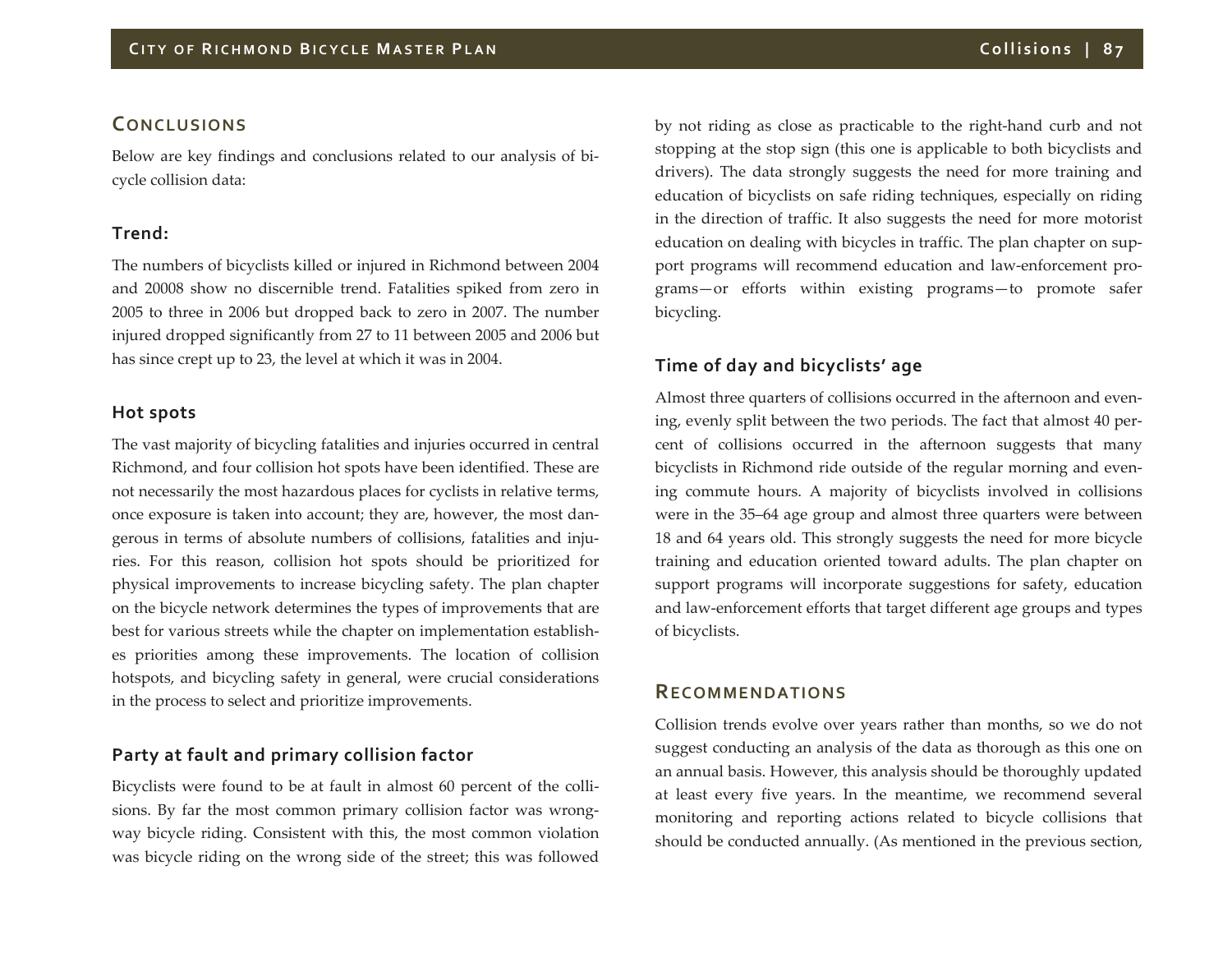## Conclusions

Below are key findings and conclusions related to our analysis of bicycle collision data:

### Trend:

The numbers of bicyclists killed or injured in Richmond between 2004 and 20008 show no discernible trend. Fatalities spiked from zero in 2005 to three in 2006 but dropped back to zero in 2007. The number injured dropped significantly from 27 to 11 between 2005 and 2006 but has since crept up to 23, the level at which it was in 2004.

### Hot spots

The vast majority of bicycling fatalities and injuries occurred in central Richmond, and four collision hot spots have been identified. These are not necessarily the most hazardous places for cyclists in relative terms, once exposure is taken into account; they are, however, the most dangerous in terms of absolute numbers of collisions, fatalities and injuries. For this reason, collision hot spots should be prioritized for physical improvements to increase bicycling safety. The plan chapter on the bicycle network determines the types of improvements that are best for various streets while the chapter on implementation establishes priorities among these improvements. The location of collision hotspots, and bicycling safety in general, were crucial considerations in the process to select and prioritize improvements.

### Party at fault and primary collision factor

Bicyclists were found to be at fault in almost 60 percent of the collisions. By far the most common primary collision factor was wrong-way bicycle riding. Consistent with this, the most common violation was bicycle riding on the wrong side of the street; this was followed by not riding as close as practicable to the right-hand curb and not stopping at the stop sign (this one is applicable to both bicyclists and drivers). The data strongly suggests the need for more training and education of bicyclists on safe riding techniques, especially on riding in the direction of traffic. It also suggests the need for more motorist education on dealing with bicycles in traffic. The plan chapter on support programs will recommend education and law-enforcement programs—or efforts within existing programs—to promote safer bicycling.

### Time of day and bicyclists' age

Almost three quarters of collisions occurred in the afternoon and evening, evenly split between the two periods. The fact that almost 40 percent of collisions occurred in the afternoon suggests that many bicyclists in Richmond ride outside of the regular morning and evening commute hours. A majority of bicyclists involved in collisions were in the 35–64 age group and almost three quarters were between 18 and 64 years old. This strongly suggests the need for more bicycle training and education oriented toward adults. The plan chapter on support programs will incorporate suggestions for safety, education and law-enforcement efforts that target different age groups and types of bicyclists.

## Recommendations

Collision trends evolve over years rather than months, so we do not suggest conducting an analysis of the data as thorough as this one on an annual basis. However, this analysis should be thoroughly updated at least every five years. In the meantime, we recommend several monitoring and reporting actions related to bicycle collisions that should be conducted annually. (As mentioned in the previous section,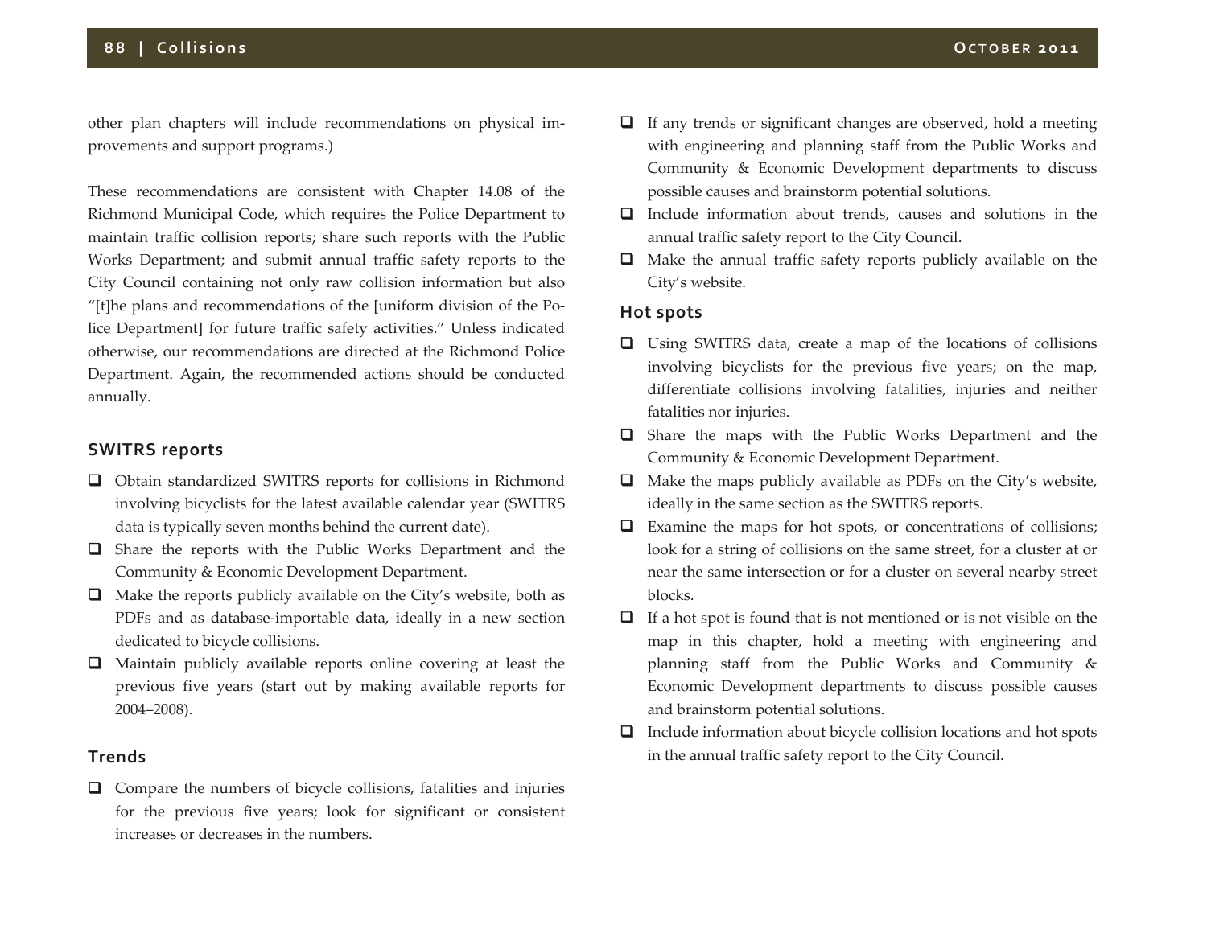other plan chapters will include recommendations on physical improvements and support programs.)

These recommendations are consistent with Chapter 14.08 of the Richmond Municipal Code, which requires the Police Department to maintain traffic collision reports; share such reports with the Public Works Department; and submit annual traffic safety reports to the City Council containing not only raw collision information but also "[t]he plans and recommendations of the [uniform division of the Police Department] for future traffic safety activities." Unless indicated otherwise, our recommendations are directed at the Richmond Police Department. Again, the recommended actions should be conducted annually.

### SWITRS reports

- ❑ Obtain standardized SWITRS reports for collisions in Richmond involving bicyclists for the latest available calendar year (SWITRS data is typically seven months behind the current date).
- ❑ Share the reports with the Public Works Department and the Community & Economic Development Department.
- ❑ Make the reports publicly available on the City's website, both as PDFs and as database-importable data, ideally in a new section dedicated to bicycle collisions.
- ❑ Maintain publicly available reports online covering at least the previous five years (start out by making available reports for 2004–2008).

### Trends

- ❑ Compare the numbers of bicycle collisions, fatalities and injuries for the previous five years; look for significant or consistent increases or decreases in the numbers.
- ❑ If any trends or significant changes are observed, hold a meeting with engineering and planning staff from the Public Works and Community & Economic Development departments to discuss possible causes and brainstorm potential solutions.
- ❑ Include information about trends, causes and solutions in the annual traffic safety report to the City Council.
- ❑ Make the annual traffic safety reports publicly available on the City's website.

### Hot spots

- ❑ Using SWITRS data, create a map of the locations of collisions involving bicyclists for the previous five years; on the map, differentiate collisions involving fatalities, injuries and neither fatalities nor injuries.
- ❑ Share the maps with the Public Works Department and the Community & Economic Development Department.
- ❑ Make the maps publicly available as PDFs on the City's website, ideally in the same section as the SWITRS reports.
- ❑ Examine the maps for hot spots, or concentrations of collisions; look for a string of collisions on the same street, for a cluster at or near the same intersection or for a cluster on several nearby street blocks.
- ❑ If a hot spot is found that is not mentioned or is not visible on the map in this chapter, hold a meeting with engineering and planning staff from the Public Works and Community & Economic Development departments to discuss possible causes and brainstorm potential solutions.
- ❑ Include information about bicycle collision locations and hot spots in the annual traffic safety report to the City Council.